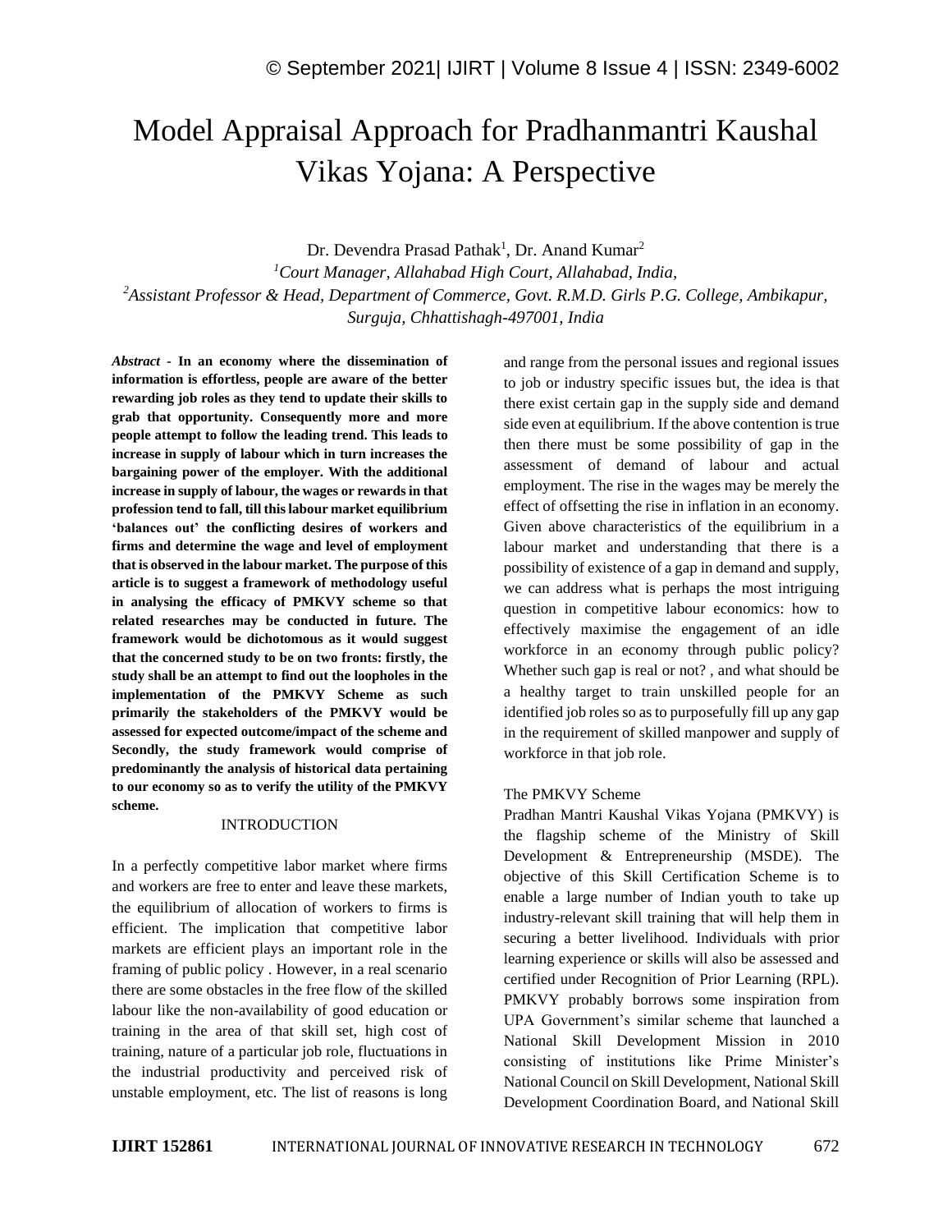# Model Appraisal Approach for Pradhanmantri Kaushal Vikas Yojana: A Perspective

Dr. Devendra Prasad Pathak[1], Dr. Anand Kumar[2]

[1]*Court Manager, Allahabad High Court, Allahabad, India,*

[2]*Assistant Professor & Head, Department of Commerce, Govt. R.M.D. Girls P.G. College, Ambikapur, Surguja, Chhattishagh-497001, India*

***Abstract* - In an economy where the dissemination of information is effortless, people are aware of the better rewarding job roles as they tend to update their skills to grab that opportunity. Consequently more and more people attempt to follow the leading trend. This leads to increase in supply of labour which in turn increases the bargaining power of the employer. With the additional increase in supply of labour, the wages or rewards in that profession tend to fall, till this labour market equilibrium 'balances out' the conflicting desires of workers and firms and determine the wage and level of employment that is observed in the labour market. The purpose of this article is to suggest a framework of methodology useful in analysing the efficacy of PMKVY scheme so that related researches may be conducted in future. The framework would be dichotomous as it would suggest that the concerned study to be on two fronts: firstly, the study shall be an attempt to find out the loopholes in the implementation of the PMKVY Scheme as such primarily the stakeholders of the PMKVY would be assessed for expected outcome/impact of the scheme and Secondly, the study framework would comprise of predominantly the analysis of historical data pertaining to our economy so as to verify the utility of the PMKVY scheme.**

## INTRODUCTION

In a perfectly competitive labor market where firms and workers are free to enter and leave these markets, the equilibrium of allocation of workers to firms is efficient. The implication that competitive labor markets are efficient plays an important role in the framing of public policy . However, in a real scenario there are some obstacles in the free flow of the skilled labour like the non-availability of good education or training in the area of that skill set, high cost of training, nature of a particular job role, fluctuations in the industrial productivity and perceived risk of unstable employment, etc. The list of reasons is long and range from the personal issues and regional issues to job or industry specific issues but, the idea is that there exist certain gap in the supply side and demand side even at equilibrium. If the above contention is true then there must be some possibility of gap in the assessment of demand of labour and actual employment. The rise in the wages may be merely the effect of offsetting the rise in inflation in an economy. Given above characteristics of the equilibrium in a labour market and understanding that there is a possibility of existence of a gap in demand and supply, we can address what is perhaps the most intriguing question in competitive labour economics: how to effectively maximise the engagement of an idle workforce in an economy through public policy? Whether such gap is real or not? , and what should be a healthy target to train unskilled people for an identified job roles so as to purposefully fill up any gap in the requirement of skilled manpower and supply of workforce in that job role.

### The PMKVY Scheme

Pradhan Mantri Kaushal Vikas Yojana (PMKVY) is the flagship scheme of the Ministry of Skill Development & Entrepreneurship (MSDE). The objective of this Skill Certification Scheme is to enable a large number of Indian youth to take up industry-relevant skill training that will help them in securing a better livelihood. Individuals with prior learning experience or skills will also be assessed and certified under Recognition of Prior Learning (RPL). PMKVY probably borrows some inspiration from UPA Government's similar scheme that launched a National Skill Development Mission in 2010 consisting of institutions like Prime Minister's National Council on Skill Development, National Skill Development Coordination Board, and National Skill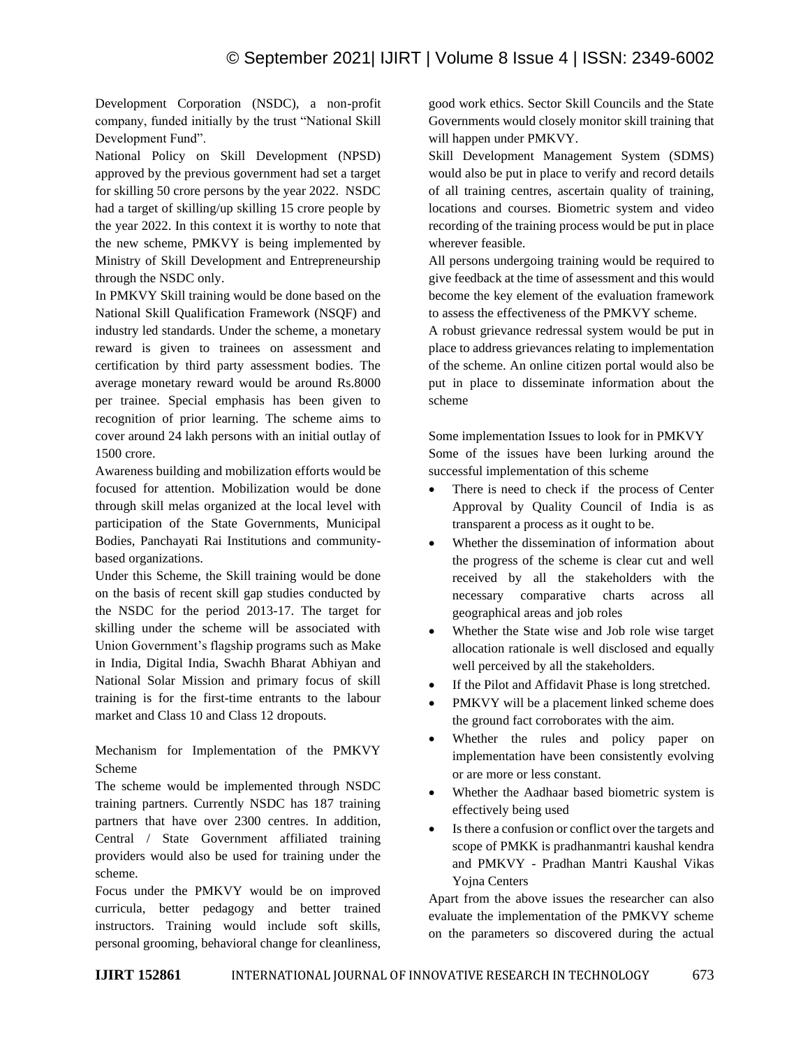Development Corporation (NSDC), a non-profit company, funded initially by the trust "National Skill Development Fund".

National Policy on Skill Development (NPSD) approved by the previous government had set a target for skilling 50 crore persons by the year 2022. NSDC had a target of skilling/up skilling 15 crore people by the year 2022. In this context it is worthy to note that the new scheme, PMKVY is being implemented by Ministry of Skill Development and Entrepreneurship through the NSDC only.

In PMKVY Skill training would be done based on the National Skill Qualification Framework (NSQF) and industry led standards. Under the scheme, a monetary reward is given to trainees on assessment and certification by third party assessment bodies. The average monetary reward would be around Rs.8000 per trainee. Special emphasis has been given to recognition of prior learning. The scheme aims to cover around 24 lakh persons with an initial outlay of 1500 crore.

Awareness building and mobilization efforts would be focused for attention. Mobilization would be done through skill melas organized at the local level with participation of the State Governments, Municipal Bodies, Panchayati Rai Institutions and community-based organizations.

Under this Scheme, the Skill training would be done on the basis of recent skill gap studies conducted by the NSDC for the period 2013-17. The target for skilling under the scheme will be associated with Union Government's flagship programs such as Make in India, Digital India, Swachh Bharat Abhiyan and National Solar Mission and primary focus of skill training is for the first-time entrants to the labour market and Class 10 and Class 12 dropouts.

## Mechanism for Implementation of the PMKVY Scheme

The scheme would be implemented through NSDC training partners. Currently NSDC has 187 training partners that have over 2300 centres. In addition, Central / State Government affiliated training providers would also be used for training under the scheme.

Focus under the PMKVY would be on improved curricula, better pedagogy and better trained instructors. Training would include soft skills, personal grooming, behavioral change for cleanliness, good work ethics. Sector Skill Councils and the State Governments would closely monitor skill training that will happen under PMKVY.

Skill Development Management System (SDMS) would also be put in place to verify and record details of all training centres, ascertain quality of training, locations and courses. Biometric system and video recording of the training process would be put in place wherever feasible.

All persons undergoing training would be required to give feedback at the time of assessment and this would become the key element of the evaluation framework to assess the effectiveness of the PMKVY scheme.

A robust grievance redressal system would be put in place to address grievances relating to implementation of the scheme. An online citizen portal would also be put in place to disseminate information about the scheme

## Some implementation Issues to look for in PMKVY

Some of the issues have been lurking around the successful implementation of this scheme

- There is need to check if the process of Center Approval by Quality Council of India is as transparent a process as it ought to be.
- Whether the dissemination of information about the progress of the scheme is clear cut and well received by all the stakeholders with the necessary comparative charts across all geographical areas and job roles
- Whether the State wise and Job role wise target allocation rationale is well disclosed and equally well perceived by all the stakeholders.
- If the Pilot and Affidavit Phase is long stretched.
- PMKVY will be a placement linked scheme does the ground fact corroborates with the aim.
- Whether the rules and policy paper on implementation have been consistently evolving or are more or less constant.
- Whether the Aadhaar based biometric system is effectively being used
- Is there a confusion or conflict over the targets and scope of PMKK is pradhanmantri kaushal kendra and PMKVY - Pradhan Mantri Kaushal Vikas Yojna Centers

Apart from the above issues the researcher can also evaluate the implementation of the PMKVY scheme on the parameters so discovered during the actual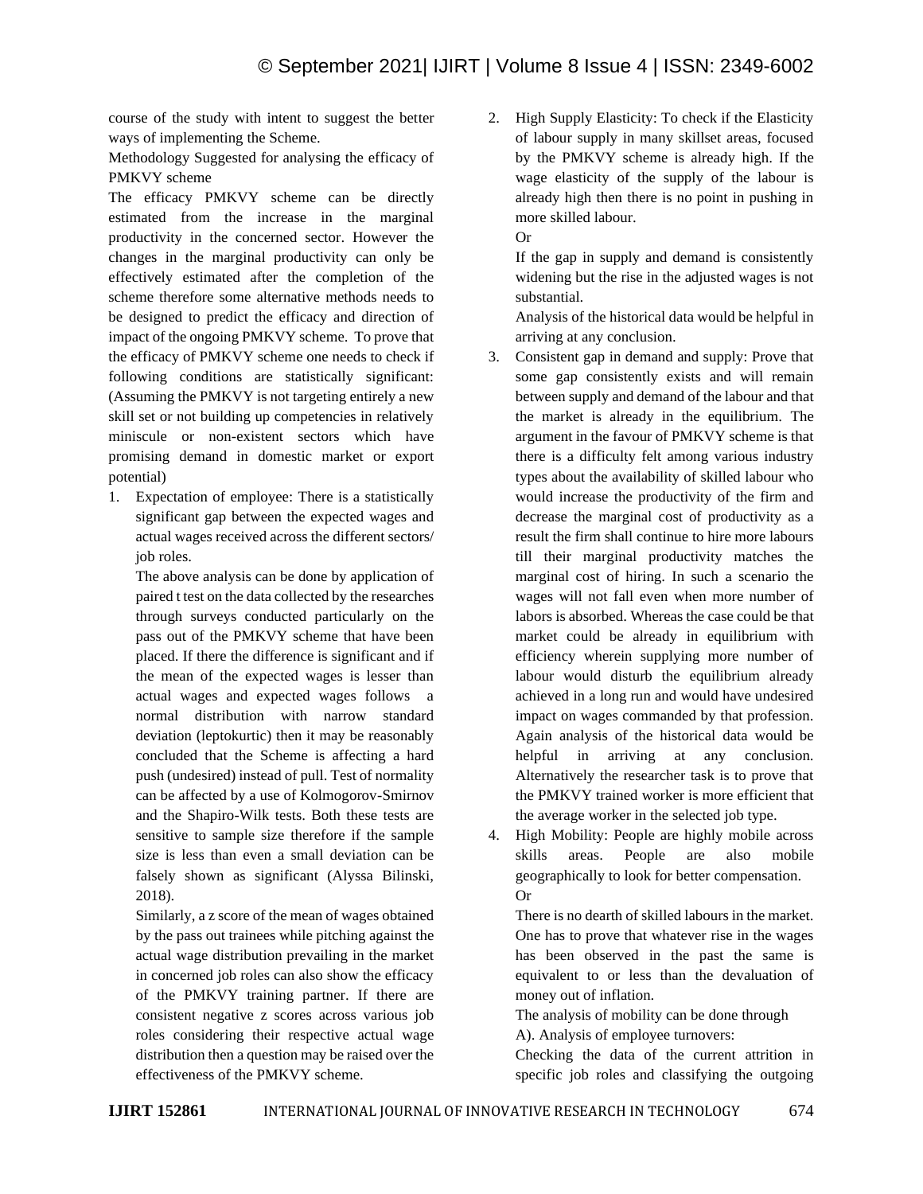course of the study with intent to suggest the better ways of implementing the Scheme.

Methodology Suggested for analysing the efficacy of PMKVY scheme

The efficacy PMKVY scheme can be directly estimated from the increase in the marginal productivity in the concerned sector. However the changes in the marginal productivity can only be effectively estimated after the completion of the scheme therefore some alternative methods needs to be designed to predict the efficacy and direction of impact of the ongoing PMKVY scheme. To prove that the efficacy of PMKVY scheme one needs to check if following conditions are statistically significant: (Assuming the PMKVY is not targeting entirely a new skill set or not building up competencies in relatively miniscule or non-existent sectors which have promising demand in domestic market or export potential)

1. Expectation of employee: There is a statistically significant gap between the expected wages and actual wages received across the different sectors/ job roles.

   The above analysis can be done by application of paired t test on the data collected by the researches through surveys conducted particularly on the pass out of the PMKVY scheme that have been placed. If there the difference is significant and if the mean of the expected wages is lesser than actual wages and expected wages follows a normal distribution with narrow standard deviation (leptokurtic) then it may be reasonably concluded that the Scheme is affecting a hard push (undesired) instead of pull. Test of normality can be affected by a use of Kolmogorov-Smirnov and the Shapiro-Wilk tests. Both these tests are sensitive to sample size therefore if the sample size is less than even a small deviation can be falsely shown as significant (Alyssa Bilinski, 2018).

   Similarly, a z score of the mean of wages obtained by the pass out trainees while pitching against the actual wage distribution prevailing in the market in concerned job roles can also show the efficacy of the PMKVY training partner. If there are consistent negative z scores across various job roles considering their respective actual wage distribution then a question may be raised over the effectiveness of the PMKVY scheme.

2. High Supply Elasticity: To check if the Elasticity of labour supply in many skillset areas, focused by the PMKVY scheme is already high. If the wage elasticity of the supply of the labour is already high then there is no point in pushing in more skilled labour.

   Or

   If the gap in supply and demand is consistently widening but the rise in the adjusted wages is not substantial.

   Analysis of the historical data would be helpful in arriving at any conclusion.

3. Consistent gap in demand and supply: Prove that some gap consistently exists and will remain between supply and demand of the labour and that the market is already in the equilibrium. The argument in the favour of PMKVY scheme is that there is a difficulty felt among various industry types about the availability of skilled labour who would increase the productivity of the firm and decrease the marginal cost of productivity as a result the firm shall continue to hire more labours till their marginal productivity matches the marginal cost of hiring. In such a scenario the wages will not fall even when more number of labors is absorbed. Whereas the case could be that market could be already in equilibrium with efficiency wherein supplying more number of labour would disturb the equilibrium already achieved in a long run and would have undesired impact on wages commanded by that profession. Again analysis of the historical data would be helpful in arriving at any conclusion. Alternatively the researcher task is to prove that the PMKVY trained worker is more efficient that the average worker in the selected job type.

4. High Mobility: People are highly mobile across skills areas. People are also mobile geographically to look for better compensation.

   Or

   There is no dearth of skilled labours in the market. One has to prove that whatever rise in the wages has been observed in the past the same is equivalent to or less than the devaluation of money out of inflation.

   The analysis of mobility can be done through

   A). Analysis of employee turnovers:

   Checking the data of the current attrition in specific job roles and classifying the outgoing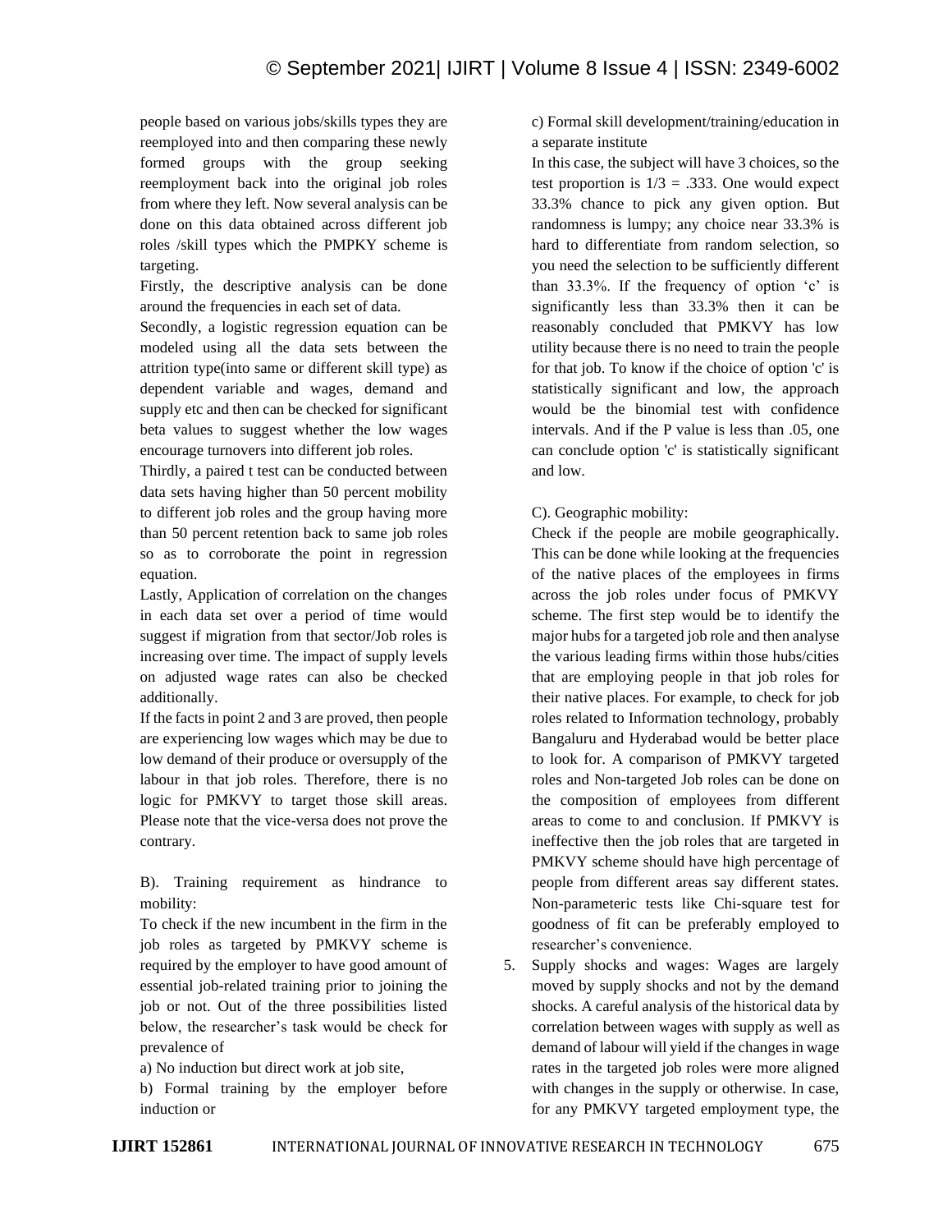people based on various jobs/skills types they are reemployed into and then comparing these newly formed groups with the group seeking reemployment back into the original job roles from where they left. Now several analysis can be done on this data obtained across different job roles /skill types which the PMPKY scheme is targeting.

Firstly, the descriptive analysis can be done around the frequencies in each set of data.

Secondly, a logistic regression equation can be modeled using all the data sets between the attrition type(into same or different skill type) as dependent variable and wages, demand and supply etc and then can be checked for significant beta values to suggest whether the low wages encourage turnovers into different job roles.

Thirdly, a paired t test can be conducted between data sets having higher than 50 percent mobility to different job roles and the group having more than 50 percent retention back to same job roles so as to corroborate the point in regression equation.

Lastly, Application of correlation on the changes in each data set over a period of time would suggest if migration from that sector/Job roles is increasing over time. The impact of supply levels on adjusted wage rates can also be checked additionally.

If the facts in point 2 and 3 are proved, then people are experiencing low wages which may be due to low demand of their produce or oversupply of the labour in that job roles. Therefore, there is no logic for PMKVY to target those skill areas. Please note that the vice-versa does not prove the contrary.

B). Training requirement as hindrance to mobility:

To check if the new incumbent in the firm in the job roles as targeted by PMKVY scheme is required by the employer to have good amount of essential job-related training prior to joining the job or not. Out of the three possibilities listed below, the researcher's task would be check for prevalence of

a) No induction but direct work at job site,

b) Formal training by the employer before induction or

c) Formal skill development/training/education in a separate institute

In this case, the subject will have 3 choices, so the test proportion is 1/3 = .333. One would expect 33.3% chance to pick any given option. But randomness is lumpy; any choice near 33.3% is hard to differentiate from random selection, so you need the selection to be sufficiently different than 33.3%. If the frequency of option 'c' is significantly less than 33.3% then it can be reasonably concluded that PMKVY has low utility because there is no need to train the people for that job. To know if the choice of option 'c' is statistically significant and low, the approach would be the binomial test with confidence intervals. And if the P value is less than .05, one can conclude option 'c' is statistically significant and low.

C). Geographic mobility:

Check if the people are mobile geographically. This can be done while looking at the frequencies of the native places of the employees in firms across the job roles under focus of PMKVY scheme. The first step would be to identify the major hubs for a targeted job role and then analyse the various leading firms within those hubs/cities that are employing people in that job roles for their native places. For example, to check for job roles related to Information technology, probably Bangaluru and Hyderabad would be better place to look for. A comparison of PMKVY targeted roles and Non-targeted Job roles can be done on the composition of employees from different areas to come to and conclusion. If PMKVY is ineffective then the job roles that are targeted in PMKVY scheme should have high percentage of people from different areas say different states. Non-parameteric tests like Chi-square test for goodness of fit can be preferably employed to researcher's convenience.

5. Supply shocks and wages: Wages are largely moved by supply shocks and not by the demand shocks. A careful analysis of the historical data by correlation between wages with supply as well as demand of labour will yield if the changes in wage rates in the targeted job roles were more aligned with changes in the supply or otherwise. In case, for any PMKVY targeted employment type, the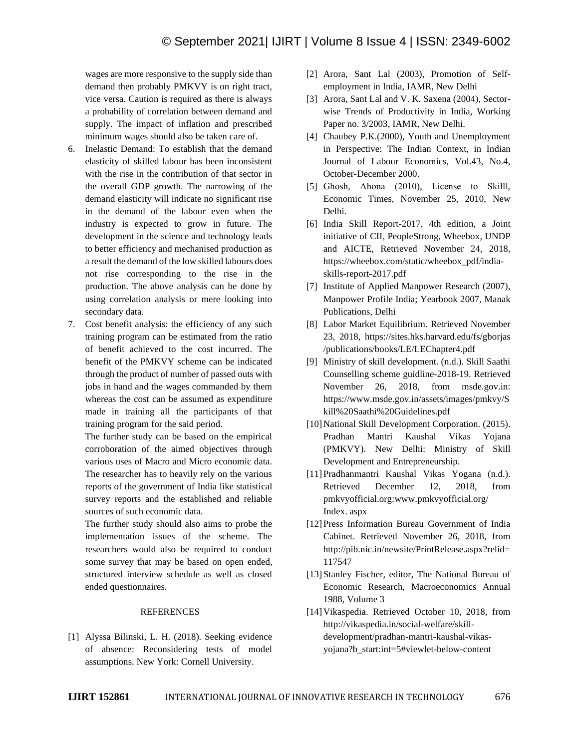wages are more responsive to the supply side than demand then probably PMKVY is on right tract, vice versa. Caution is required as there is always a probability of correlation between demand and supply. The impact of inflation and prescribed minimum wages should also be taken care of.

6. Inelastic Demand: To establish that the demand elasticity of skilled labour has been inconsistent with the rise in the contribution of that sector in the overall GDP growth. The narrowing of the demand elasticity will indicate no significant rise in the demand of the labour even when the industry is expected to grow in future. The development in the science and technology leads to better efficiency and mechanised production as a result the demand of the low skilled labours does not rise corresponding to the rise in the production. The above analysis can be done by using correlation analysis or mere looking into secondary data.
7. Cost benefit analysis: the efficiency of any such training program can be estimated from the ratio of benefit achieved to the cost incurred. The benefit of the PMKVY scheme can be indicated through the product of number of passed outs with jobs in hand and the wages commanded by them whereas the cost can be assumed as expenditure made in training all the participants of that training program for the said period.

   The further study can be based on the empirical corroboration of the aimed objectives through various uses of Macro and Micro economic data. The researcher has to heavily rely on the various reports of the government of India like statistical survey reports and the established and reliable sources of such economic data.

   The further study should also aims to probe the implementation issues of the scheme. The researchers would also be required to conduct some survey that may be based on open ended, structured interview schedule as well as closed ended questionnaires.

## REFERENCES

[1] Alyssa Bilinski, L. H. (2018). Seeking evidence of absence: Reconsidering tests of model assumptions. New York: Cornell University.

[2] Arora, Sant Lal (2003), Promotion of Self-employment in India, IAMR, New Delhi

[3] Arora, Sant Lal and V. K. Saxena (2004), Sector-wise Trends of Productivity in India, Working Paper no. 3/2003, IAMR, New Delhi.

[4] Chaubey P.K.(2000), Youth and Unemployment in Perspective: The Indian Context, in Indian Journal of Labour Economics, Vol.43, No.4, October-December 2000.

[5] Ghosh, Ahona (2010), License to Skilll, Economic Times, November 25, 2010, New Delhi.

[6] India Skill Report-2017, 4th edition, a Joint initiative of CII, PeopleStrong, Wheebox, UNDP and AICTE, Retrieved November 24, 2018, https://wheebox.com/static/wheebox_pdf/india-skills-report-2017.pdf

[7] Institute of Applied Manpower Research (2007), Manpower Profile India; Yearbook 2007, Manak Publications, Delhi

[8] Labor Market Equilibrium. Retrieved November 23, 2018, https://sites.hks.harvard.edu/fs/gborjas/publications/books/LE/LEChapter4.pdf

[9] Ministry of skill development. (n.d.). Skill Saathi Counselling scheme guidline-2018-19. Retrieved November 26, 2018, from msde.gov.in: https://www.msde.gov.in/assets/images/pmkvy/Skill%20Saathi%20Guidelines.pdf

[10] National Skill Development Corporation. (2015). Pradhan Mantri Kaushal Vikas Yojana (PMKVY). New Delhi: Ministry of Skill Development and Entrepreneurship.

[11] Pradhanmantri Kaushal Vikas Yogana (n.d.). Retrieved December 12, 2018, from pmkvyofficial.org:www.pmkvyofficial.org/ Index. aspx

[12] Press Information Bureau Government of India Cabinet. Retrieved November 26, 2018, from http://pib.nic.in/newsite/PrintRelease.aspx?relid=117547

[13] Stanley Fischer, editor, The National Bureau of Economic Research, Macroeconomics Annual 1988, Volume 3

[14] Vikaspedia. Retrieved October 10, 2018, from http://vikaspedia.in/social-welfare/skill-development/pradhan-mantri-kaushal-vikas-yojana?b_start:int=5#viewlet-below-content